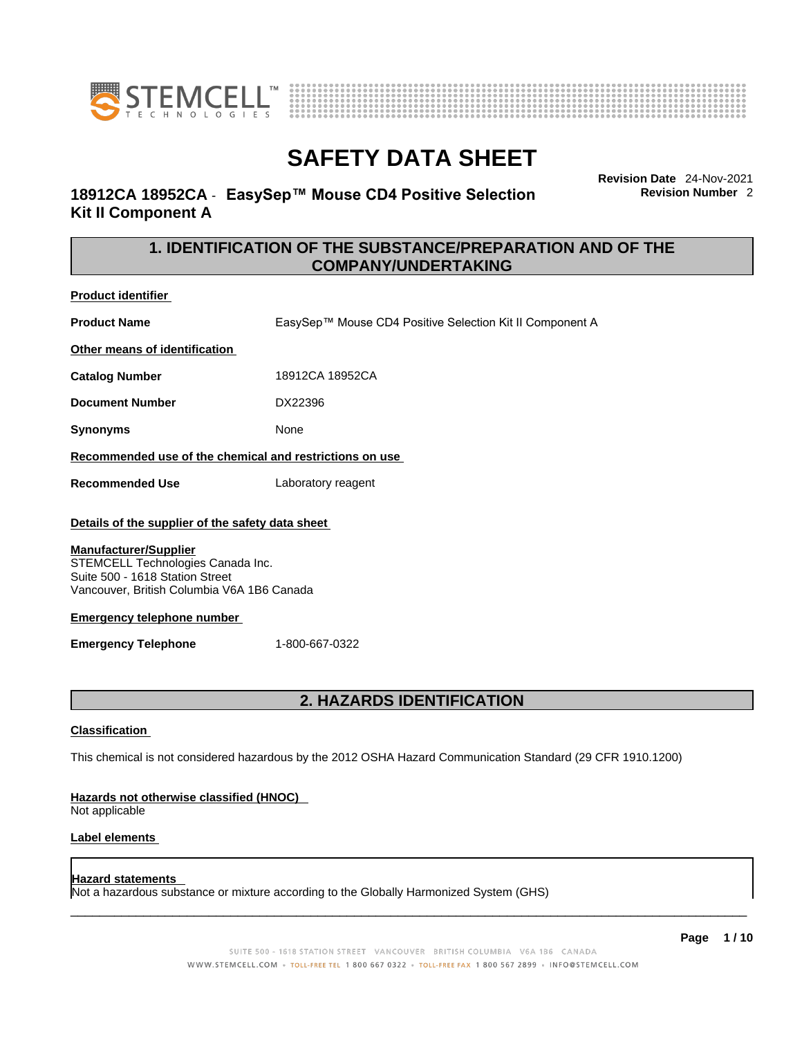# SAFETY DATA SHEET

**18912CA 18952CA - EasySep™ Mouse CD4 Positive Selection Kit II Component A**

**Revision Date** 24-Nov-2021
**Revision Number** 2

## 1. IDENTIFICATION OF THE SUBSTANCE/PREPARATION AND OF THE COMPANY/UNDERTAKING

**Product identifier**

**Product Name** EasySep™ Mouse CD4 Positive Selection Kit II Component A

**Other means of identification**

**Catalog Number** 18912CA 18952CA

**Document Number** DX22396

**Synonyms** None

**Recommended use of the chemical and restrictions on use**

**Recommended Use** Laboratory reagent

**Details of the supplier of the safety data sheet**

**Manufacturer/Supplier**
STEMCELL Technologies Canada Inc.
Suite 500 - 1618 Station Street
Vancouver, British Columbia V6A 1B6 Canada

**Emergency telephone number**

**Emergency Telephone** 1-800-667-0322

## 2. HAZARDS IDENTIFICATION

**Classification**

This chemical is not considered hazardous by the 2012 OSHA Hazard Communication Standard (29 CFR 1910.1200)

**Hazards not otherwise classified (HNOC)**
Not applicable

**Label elements**

**Hazard statements**
Not a hazardous substance or mixture according to the Globally Harmonized System (GHS)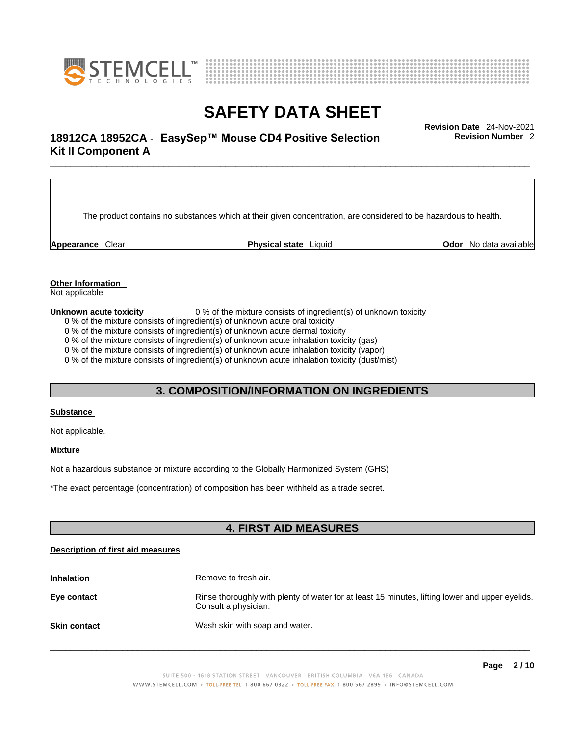The product contains no substances which at their given concentration, are considered to be hazardous to health.

**Appearance** Clear **Physical state** Liquid **Odor** No data available

**Other Information**

Not applicable

**Unknown acute toxicity** 0 % of the mixture consists of ingredient(s) of unknown toxicity

0 % of the mixture consists of ingredient(s) of unknown acute oral toxicity
0 % of the mixture consists of ingredient(s) of unknown acute dermal toxicity
0 % of the mixture consists of ingredient(s) of unknown acute inhalation toxicity (gas)
0 % of the mixture consists of ingredient(s) of unknown acute inhalation toxicity (vapor)
0 % of the mixture consists of ingredient(s) of unknown acute inhalation toxicity (dust/mist)

## 3. COMPOSITION/INFORMATION ON INGREDIENTS

**Substance**

Not applicable.

**Mixture**

Not a hazardous substance or mixture according to the Globally Harmonized System (GHS)

*The exact percentage (concentration) of composition has been withheld as a trade secret.

## 4. FIRST AID MEASURES

**Description of first aid measures**

**Inhalation** Remove to fresh air.

**Eye contact** Rinse thoroughly with plenty of water for at least 15 minutes, lifting lower and upper eyelids. Consult a physician.

**Skin contact** Wash skin with soap and water.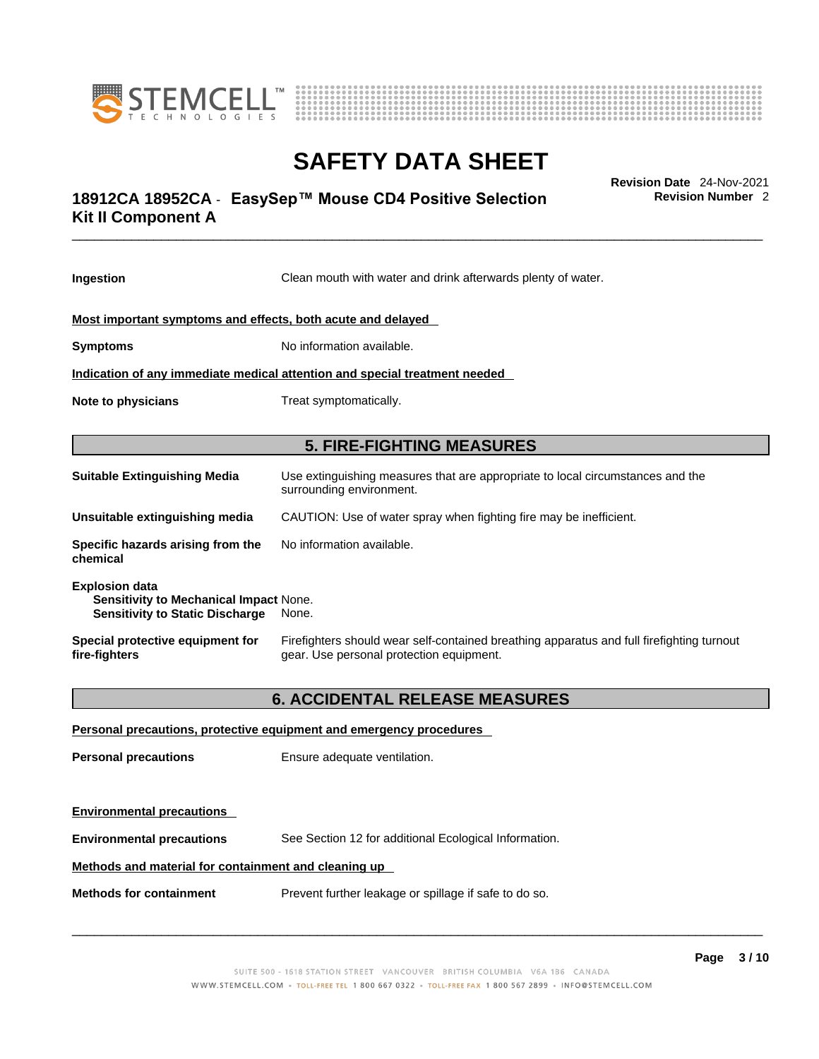**Ingestion** Clean mouth with water and drink afterwards plenty of water.

**Most important symptoms and effects, both acute and delayed**

**Symptoms** No information available.

**Indication of any immediate medical attention and special treatment needed**

**Note to physicians** Treat symptomatically.

## 5. FIRE-FIGHTING MEASURES

**Suitable Extinguishing Media** Use extinguishing measures that are appropriate to local circumstances and the surrounding environment.

**Unsuitable extinguishing media** CAUTION: Use of water spray when fighting fire may be inefficient.

**Specific hazards arising from the chemical** No information available.

**Explosion data**
**Sensitivity to Mechanical Impact** None.
**Sensitivity to Static Discharge** None.

**Special protective equipment for fire-fighters** Firefighters should wear self-contained breathing apparatus and full firefighting turnout gear. Use personal protection equipment.

## 6. ACCIDENTAL RELEASE MEASURES

**Personal precautions, protective equipment and emergency procedures**

**Personal precautions** Ensure adequate ventilation.

**Environmental precautions**

**Environmental precautions** See Section 12 for additional Ecological Information.

**Methods and material for containment and cleaning up**

**Methods for containment** Prevent further leakage or spillage if safe to do so.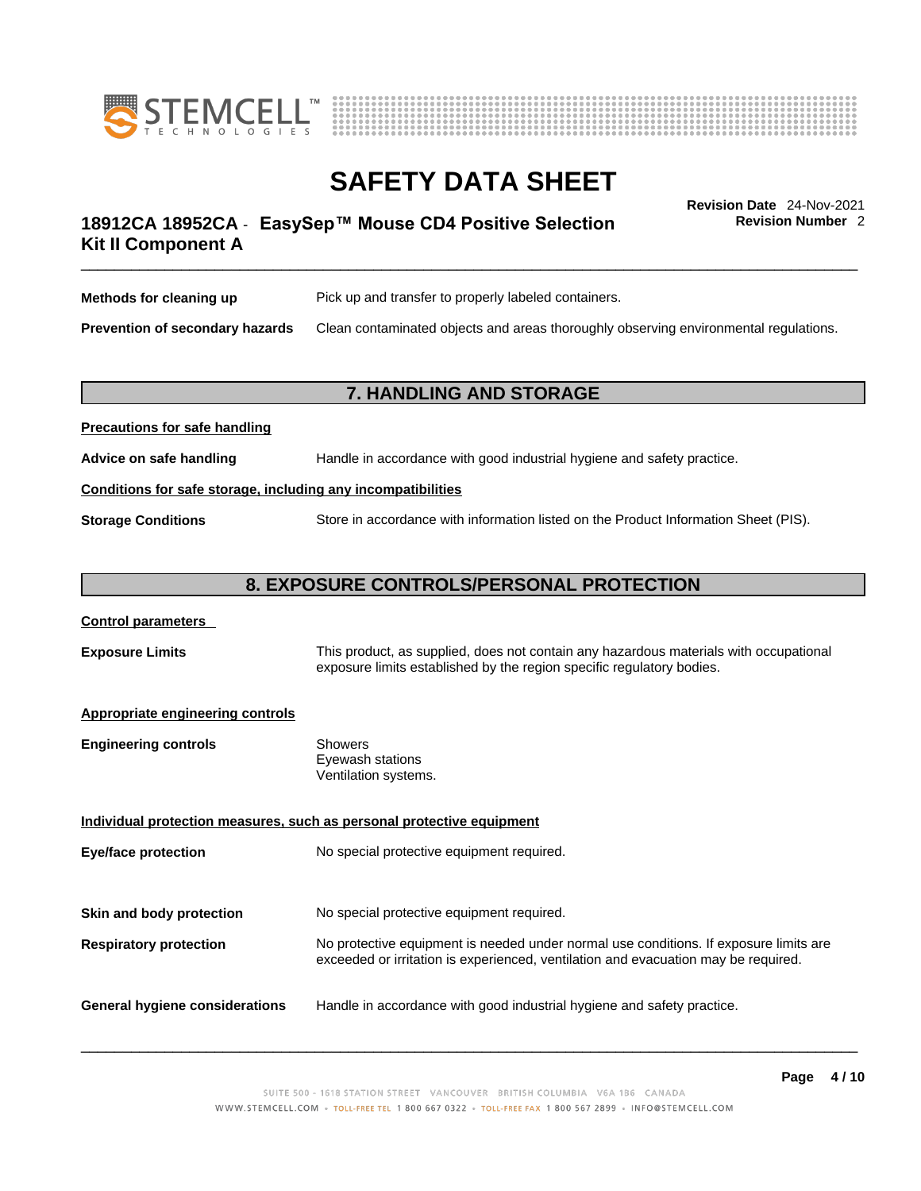**Methods for cleaning up** Pick up and transfer to properly labeled containers.

**Prevention of secondary hazards** Clean contaminated objects and areas thoroughly observing environmental regulations.

## 7. HANDLING AND STORAGE

**Precautions for safe handling**

**Advice on safe handling** Handle in accordance with good industrial hygiene and safety practice.

**Conditions for safe storage, including any incompatibilities**

**Storage Conditions** Store in accordance with information listed on the Product Information Sheet (PIS).

## 8. EXPOSURE CONTROLS/PERSONAL PROTECTION

**Control parameters**

**Exposure Limits** This product, as supplied, does not contain any hazardous materials with occupational exposure limits established by the region specific regulatory bodies.

**Appropriate engineering controls**

**Engineering controls**
Showers
Eyewash stations
Ventilation systems.

**Individual protection measures, such as personal protective equipment**

**Eye/face protection** No special protective equipment required.

**Skin and body protection** No special protective equipment required.

**Respiratory protection** No protective equipment is needed under normal use conditions. If exposure limits are exceeded or irritation is experienced, ventilation and evacuation may be required.

**General hygiene considerations** Handle in accordance with good industrial hygiene and safety practice.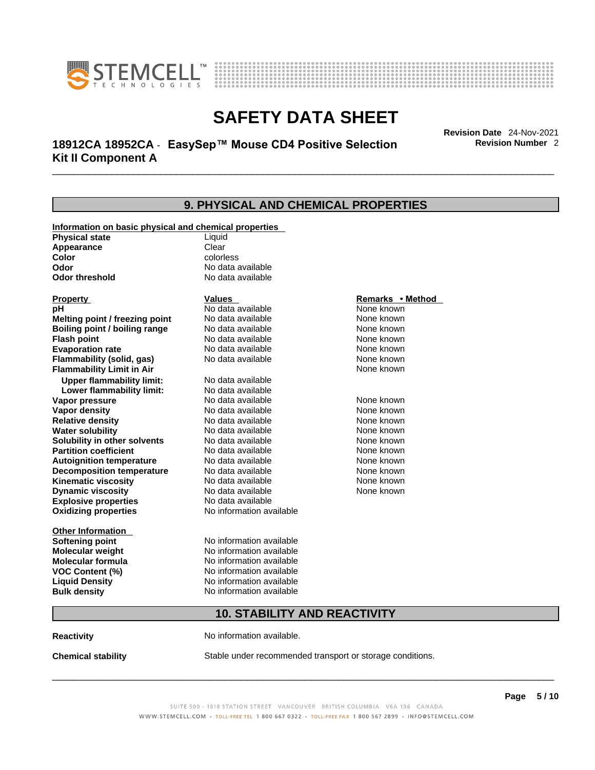## 9. PHYSICAL AND CHEMICAL PROPERTIES

**Information on basic physical and chemical properties**

| | |
|---|---|
| **Physical state** | Liquid |
| **Appearance** | Clear |
| **Color** | colorless |
| **Odor** | No data available |
| **Odor threshold** | No data available |

| Property | Values | Remarks • Method |
|---|---|---|
| **pH** | No data available | None known |
| **Melting point / freezing point** | No data available | None known |
| **Boiling point / boiling range** | No data available | None known |
| **Flash point** | No data available | None known |
| **Evaporation rate** | No data available | None known |
| **Flammability (solid, gas)** | No data available | None known |
| **Flammability Limit in Air** | | None known |
| **Upper flammability limit:** | No data available | |
| **Lower flammability limit:** | No data available | |
| **Vapor pressure** | No data available | None known |
| **Vapor density** | No data available | None known |
| **Relative density** | No data available | None known |
| **Water solubility** | No data available | None known |
| **Solubility in other solvents** | No data available | None known |
| **Partition coefficient** | No data available | None known |
| **Autoignition temperature** | No data available | None known |
| **Decomposition temperature** | No data available | None known |
| **Kinematic viscosity** | No data available | None known |
| **Dynamic viscosity** | No data available | None known |
| **Explosive properties** | No data available | |
| **Oxidizing properties** | No information available | |

**Other Information**

| | |
|---|---|
| **Softening point** | No information available |
| **Molecular weight** | No information available |
| **Molecular formula** | No information available |
| **VOC Content (%)** | No information available |
| **Liquid Density** | No information available |
| **Bulk density** | No information available |

## 10. STABILITY AND REACTIVITY

**Reactivity** No information available.

**Chemical stability** Stable under recommended transport or storage conditions.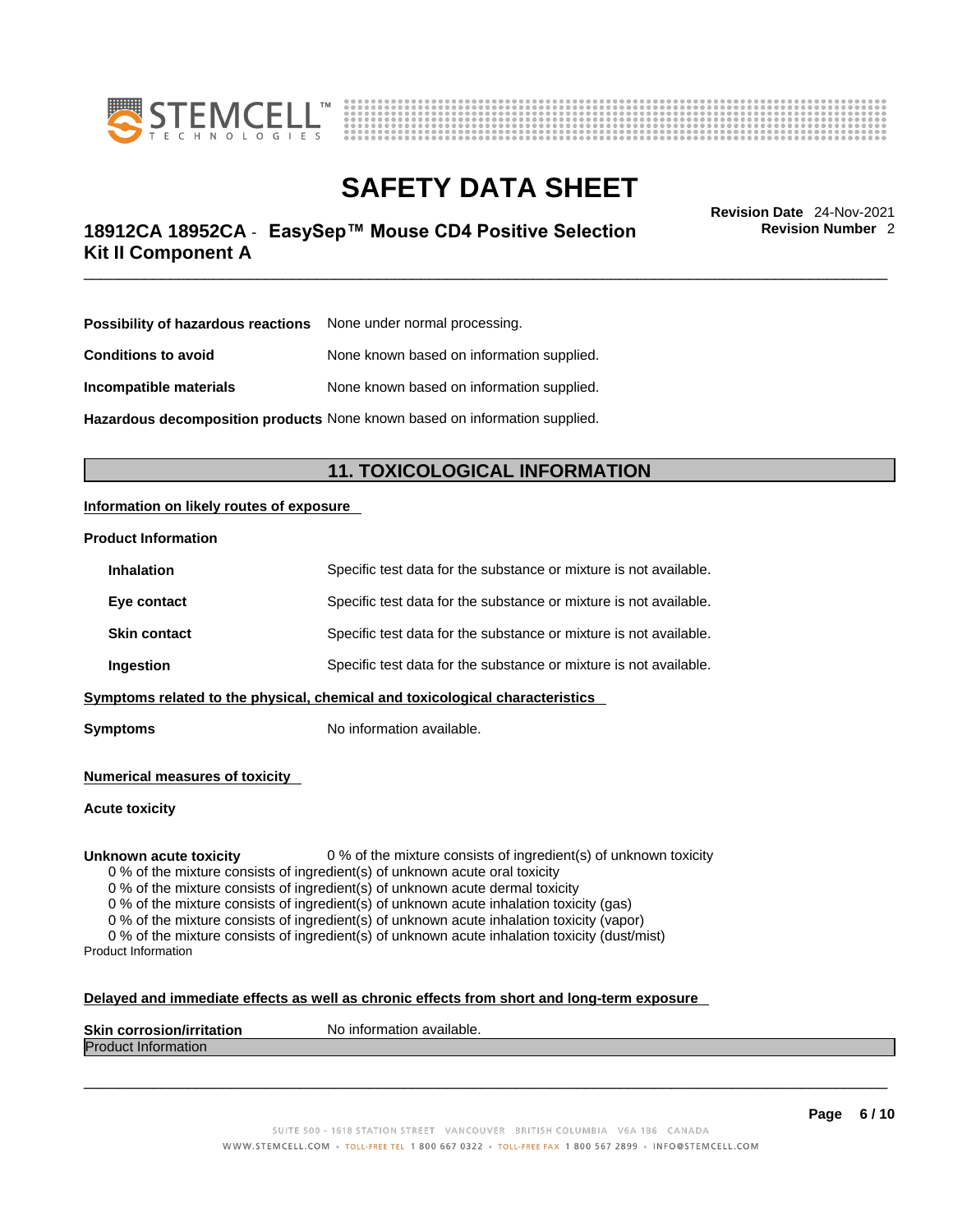**Possibility of hazardous reactions** None under normal processing.

**Conditions to avoid** None known based on information supplied.

**Incompatible materials** None known based on information supplied.

**Hazardous decomposition products** None known based on information supplied.

## 11. TOXICOLOGICAL INFORMATION

**Information on likely routes of exposure**

**Product Information**

**Inhalation** Specific test data for the substance or mixture is not available.

**Eye contact** Specific test data for the substance or mixture is not available.

**Skin contact** Specific test data for the substance or mixture is not available.

**Ingestion** Specific test data for the substance or mixture is not available.

**Symptoms related to the physical, chemical and toxicological characteristics**

**Symptoms** No information available.

**Numerical measures of toxicity**

**Acute toxicity**

**Unknown acute toxicity** 0 % of the mixture consists of ingredient(s) of unknown toxicity

0 % of the mixture consists of ingredient(s) of unknown acute oral toxicity
0 % of the mixture consists of ingredient(s) of unknown acute dermal toxicity
0 % of the mixture consists of ingredient(s) of unknown acute inhalation toxicity (gas)
0 % of the mixture consists of ingredient(s) of unknown acute inhalation toxicity (vapor)
0 % of the mixture consists of ingredient(s) of unknown acute inhalation toxicity (dust/mist)

Product Information

**Delayed and immediate effects as well as chronic effects from short and long-term exposure**

**Skin corrosion/irritation** No information available.

Product Information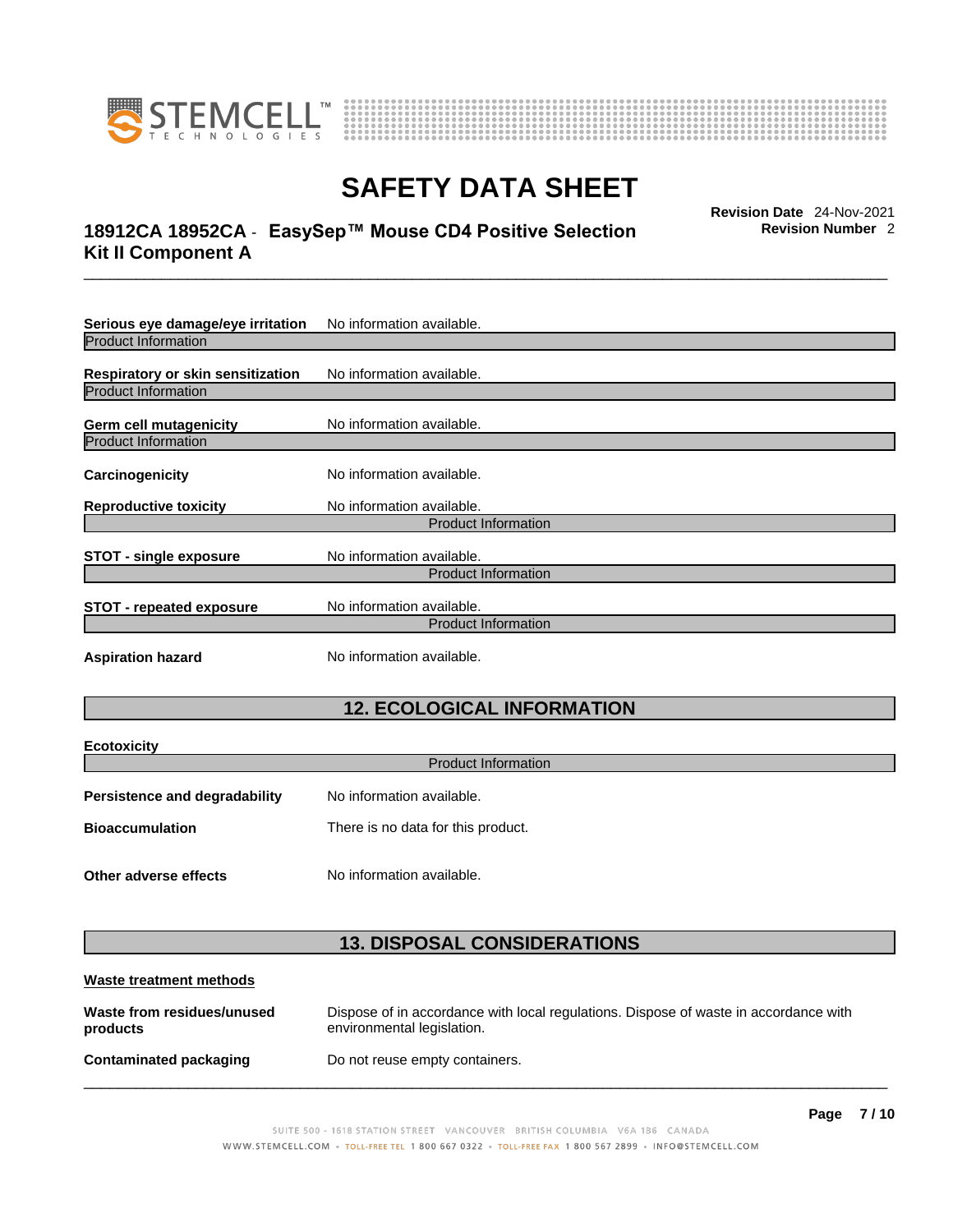**Serious eye damage/eye irritation** No information available.

Product Information

**Respiratory or skin sensitization** No information available.

Product Information

**Germ cell mutagenicity** No information available.

Product Information

**Carcinogenicity** No information available.

**Reproductive toxicity** No information available.

Product Information

**STOT - single exposure** No information available.

Product Information

**STOT - repeated exposure** No information available.

Product Information

**Aspiration hazard** No information available.

## 12. ECOLOGICAL INFORMATION

**Ecotoxicity**

Product Information

**Persistence and degradability** No information available.

**Bioaccumulation** There is no data for this product.

**Other adverse effects** No information available.

## 13. DISPOSAL CONSIDERATIONS

**Waste treatment methods**

**Waste from residues/unused products** Dispose of in accordance with local regulations. Dispose of waste in accordance with environmental legislation.

**Contaminated packaging** Do not reuse empty containers.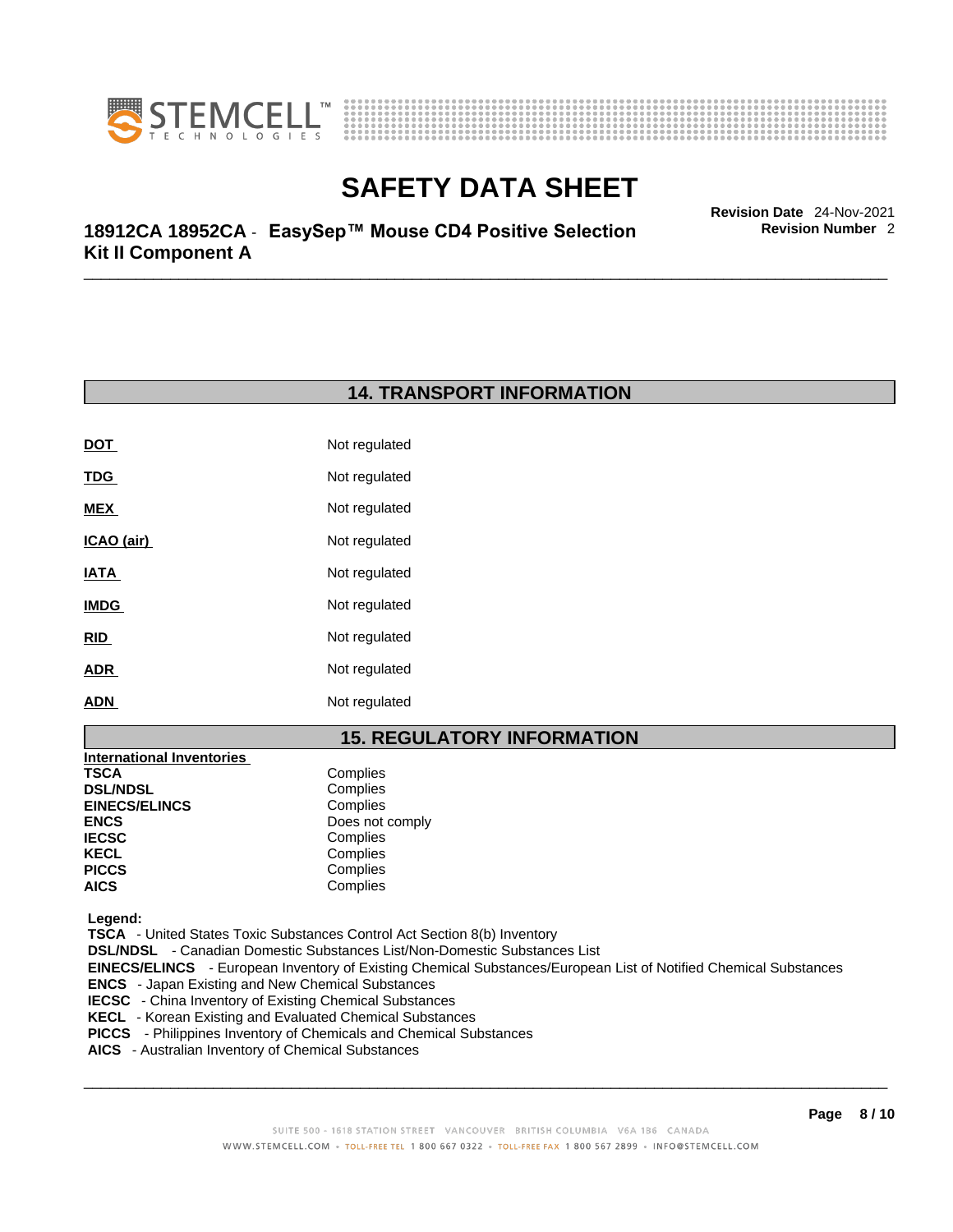## 14. TRANSPORT INFORMATION

| | |
|---|---|
| **DOT** | Not regulated |
| **TDG** | Not regulated |
| **MEX** | Not regulated |
| **ICAO (air)** | Not regulated |
| **IATA** | Not regulated |
| **IMDG** | Not regulated |
| **RID** | Not regulated |
| **ADR** | Not regulated |
| **ADN** | Not regulated |

## 15. REGULATORY INFORMATION

**International Inventories**

| | |
|---|---|
| **TSCA** | Complies |
| **DSL/NDSL** | Complies |
| **EINECS/ELINCS** | Complies |
| **ENCS** | Does not comply |
| **IECSC** | Complies |
| **KECL** | Complies |
| **PICCS** | Complies |
| **AICS** | Complies |

**Legend:**

**TSCA** - United States Toxic Substances Control Act Section 8(b) Inventory
**DSL/NDSL** - Canadian Domestic Substances List/Non-Domestic Substances List
**EINECS/ELINCS** - European Inventory of Existing Chemical Substances/European List of Notified Chemical Substances
**ENCS** - Japan Existing and New Chemical Substances
**IECSC** - China Inventory of Existing Chemical Substances
**KECL** - Korean Existing and Evaluated Chemical Substances
**PICCS** - Philippines Inventory of Chemicals and Chemical Substances
**AICS** - Australian Inventory of Chemical Substances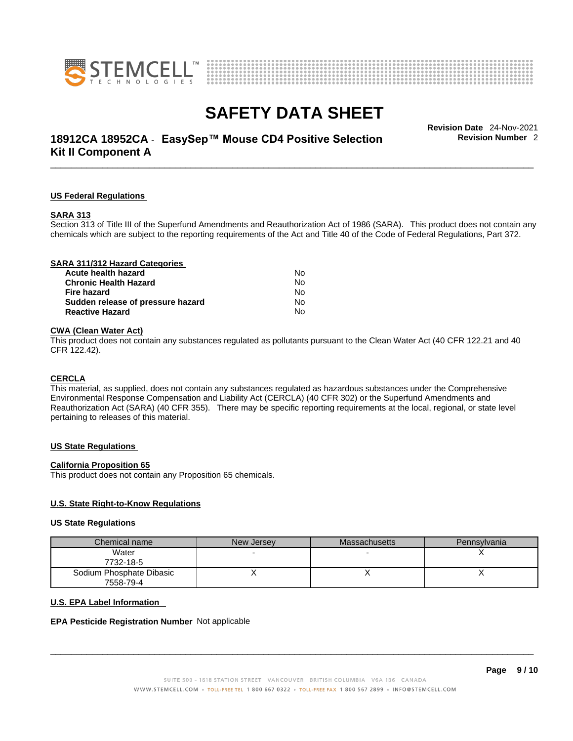### US Federal Regulations

#### SARA 313

Section 313 of Title III of the Superfund Amendments and Reauthorization Act of 1986 (SARA). This product does not contain any chemicals which are subject to the reporting requirements of the Act and Title 40 of the Code of Federal Regulations, Part 372.

#### SARA 311/312 Hazard Categories

| | |
|---|---|
| **Acute health hazard** | No |
| **Chronic Health Hazard** | No |
| **Fire hazard** | No |
| **Sudden release of pressure hazard** | No |
| **Reactive Hazard** | No |

#### CWA (Clean Water Act)

This product does not contain any substances regulated as pollutants pursuant to the Clean Water Act (40 CFR 122.21 and 40 CFR 122.42).

#### CERCLA

This material, as supplied, does not contain any substances regulated as hazardous substances under the Comprehensive Environmental Response Compensation and Liability Act (CERCLA) (40 CFR 302) or the Superfund Amendments and Reauthorization Act (SARA) (40 CFR 355). There may be specific reporting requirements at the local, regional, or state level pertaining to releases of this material.

### US State Regulations

#### California Proposition 65

This product does not contain any Proposition 65 chemicals.

#### U.S. State Right-to-Know Regulations

**US State Regulations**

| Chemical name | New Jersey | Massachusetts | Pennsylvania |
|---|---|---|---|
| Water 7732-18-5 | - | - | X |
| Sodium Phosphate Dibasic 7558-79-4 | X | X | X |

#### U.S. EPA Label Information

**EPA Pesticide Registration Number** Not applicable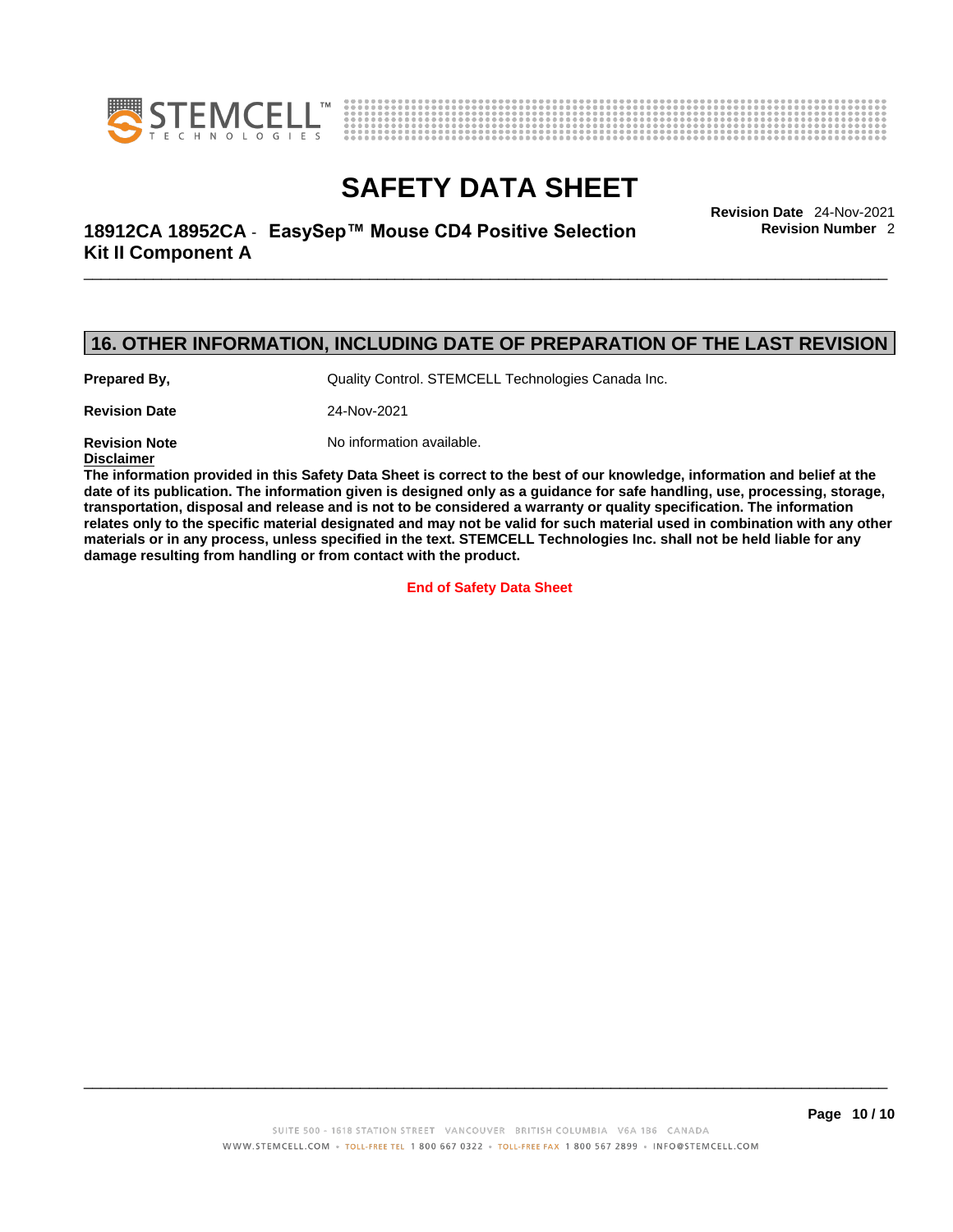## 16. OTHER INFORMATION, INCLUDING DATE OF PREPARATION OF THE LAST REVISION

**Prepared By,** Quality Control. STEMCELL Technologies Canada Inc.

**Revision Date** 24-Nov-2021

**Revision Note** No information available.

**Disclaimer**

**The information provided in this Safety Data Sheet is correct to the best of our knowledge, information and belief at the date of its publication. The information given is designed only as a guidance for safe handling, use, processing, storage, transportation, disposal and release and is not to be considered a warranty or quality specification. The information relates only to the specific material designated and may not be valid for such material used in combination with any other materials or in any process, unless specified in the text. STEMCELL Technologies Inc. shall not be held liable for any damage resulting from handling or from contact with the product.**

**End of Safety Data Sheet**